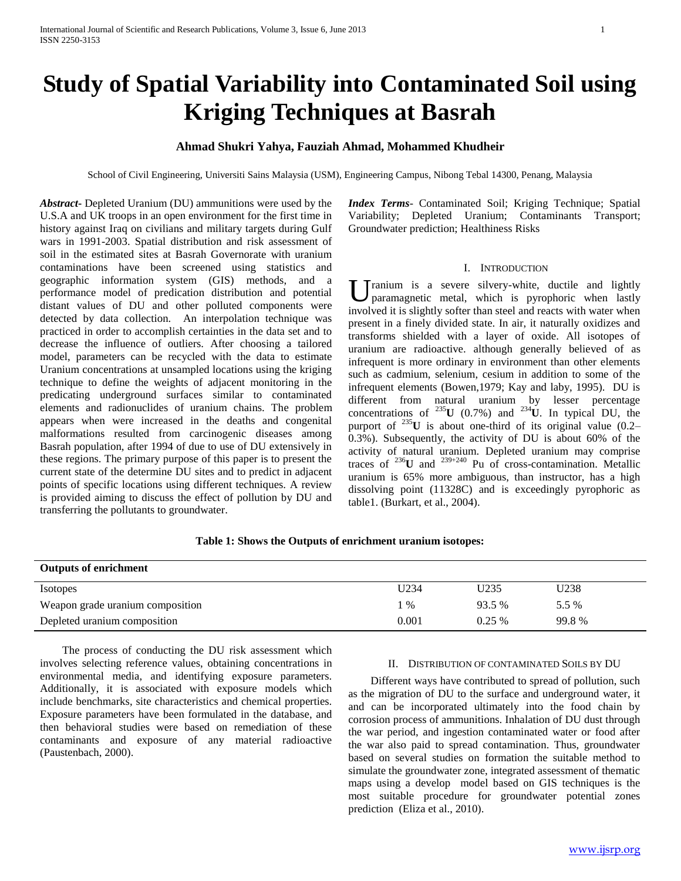# Study of Spatial Variability into Contaminated Soil using Kriging Techniques at Basrah

**Ahmad Shukri Yahya, Fauziah Ahmad, Mohammed Khudheir**

School of Civil Engineering, Universiti Sains Malaysia (USM), Engineering Campus, Nibong Tebal 14300, Penang, Malaysia

***Abstract-*** Depleted Uranium (DU) ammunitions were used by the U.S.A and UK troops in an open environment for the first time in history against Iraq on civilians and military targets during Gulf wars in 1991-2003. Spatial distribution and risk assessment of soil in the estimated sites at Basrah Governorate with uranium contaminations have been screened using statistics and geographic information system (GIS) methods, and a performance model of predication distribution and potential distant values of DU and other polluted components were detected by data collection. An interpolation technique was practiced in order to accomplish certainties in the data set and to decrease the influence of outliers. After choosing a tailored model, parameters can be recycled with the data to estimate Uranium concentrations at unsampled locations using the kriging technique to define the weights of adjacent monitoring in the predicating underground surfaces similar to contaminated elements and radionuclides of uranium chains. The problem appears when were increased in the deaths and congenital malformations resulted from carcinogenic diseases among Basrah population, after 1994 of due to use of DU extensively in these regions. The primary purpose of this paper is to present the current state of the determine DU sites and to predict in adjacent points of specific locations using different techniques. A review is provided aiming to discuss the effect of pollution by DU and transferring the pollutants to groundwater.

***Index Terms-*** Contaminated Soil; Kriging Technique; Spatial Variability; Depleted Uranium; Contaminants Transport; Groundwater prediction; Healthiness Risks

## I. Introduction

Uranium is a severe silvery-white, ductile and lightly paramagnetic metal, which is pyrophoric when lastly involved it is slightly softer than steel and reacts with water when present in a finely divided state. In air, it naturally oxidizes and transforms shielded with a layer of oxide. All isotopes of uranium are radioactive. although generally believed of as infrequent is more ordinary in environment than other elements such as cadmium, selenium, cesium in addition to some of the infrequent elements (Bowen,1979; Kay and laby, 1995). DU is different from natural uranium by lesser percentage concentrations of $^{235}$**U** (0.7%) and $^{234}$**U**. In typical DU, the purport of $^{235}$**U** is about one-third of its original value (0.2–0.3%). Subsequently, the activity of DU is about 60% of the activity of natural uranium. Depleted uranium may comprise traces of $^{236}$**U** and $^{239+240}$ Pu of cross-contamination. Metallic uranium is 65% more ambiguous, than instructor, has a high dissolving point (11328C) and is exceedingly pyrophoric as table1. (Burkart, et al., 2004).

**Table 1: Shows the Outputs of enrichment uranium isotopes:**

| Outputs of enrichment | | | |
|---|---|---|---|
| Isotopes | U234 | U235 | U238 |
| Weapon grade uranium composition | 1 % | 93.5 % | 5.5 % |
| Depleted uranium composition | 0.001 | 0.25 % | 99.8 % |

The process of conducting the DU risk assessment which involves selecting reference values, obtaining concentrations in environmental media, and identifying exposure parameters. Additionally, it is associated with exposure models which include benchmarks, site characteristics and chemical properties. Exposure parameters have been formulated in the database, and then behavioral studies were based on remediation of these contaminants and exposure of any material radioactive (Paustenbach, 2000).

## II. Distribution of contaminated Soils by DU

Different ways have contributed to spread of pollution, such as the migration of DU to the surface and underground water, it and can be incorporated ultimately into the food chain by corrosion process of ammunitions. Inhalation of DU dust through the war period, and ingestion contaminated water or food after the war also paid to spread contamination. Thus, groundwater based on several studies on formation the suitable method to simulate the groundwater zone, integrated assessment of thematic maps using a develop model based on GIS techniques is the most suitable procedure for groundwater potential zones prediction (Eliza et al., 2010).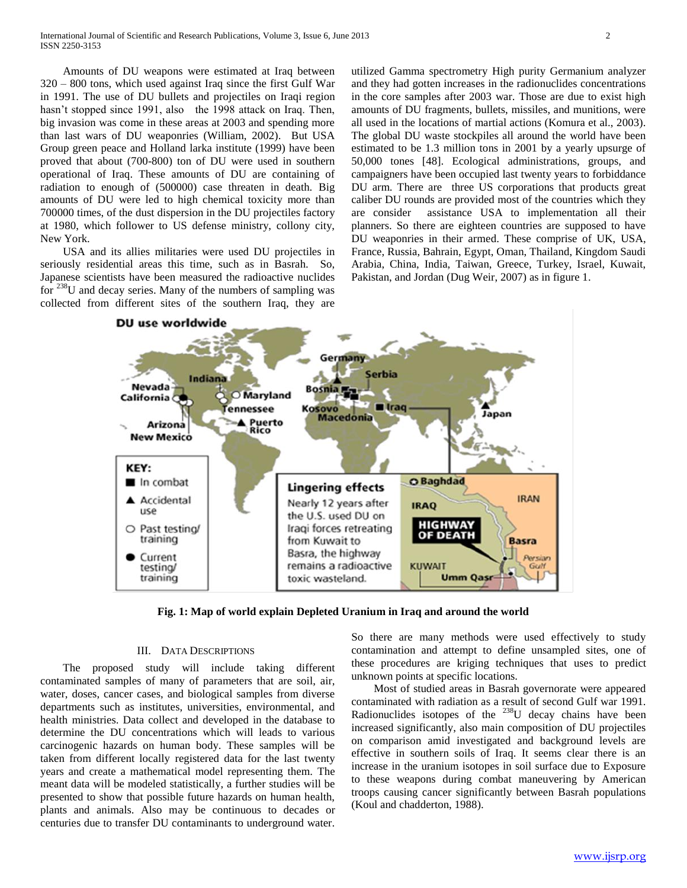Amounts of DU weapons were estimated at Iraq between 320 – 800 tons, which used against Iraq since the first Gulf War in 1991. The use of DU bullets and projectiles on Iraqi region hasn't stopped since 1991, also the 1998 attack on Iraq. Then, big invasion was come in these areas at 2003 and spending more than last wars of DU weaponries (William, 2002). But USA Group green peace and Holland larka institute (1999) have been proved that about (700-800) ton of DU were used in southern operational of Iraq. These amounts of DU are containing of radiation to enough of (500000) case threaten in death. Big amounts of DU were led to high chemical toxicity more than 700000 times, of the dust dispersion in the DU projectiles factory at 1980, which follower to US defense ministry, collony city, New York.

USA and its allies militaries were used DU projectiles in seriously residential areas this time, such as in Basrah. So, Japanese scientists have been measured the radioactive nuclides for $^{238}$U and decay series. Many of the numbers of sampling was collected from different sites of the southern Iraq, they are utilized Gamma spectrometry High purity Germanium analyzer and they had gotten increases in the radionuclides concentrations in the core samples after 2003 war. Those are due to exist high amounts of DU fragments, bullets, missiles, and munitions, were all used in the locations of martial actions (Komura et al., 2003). The global DU waste stockpiles all around the world have been estimated to be 1.3 million tons in 2001 by a yearly upsurge of 50,000 tones [48]. Ecological administrations, groups, and campaigners have been occupied last twenty years to forbiddance DU arm. There are three US corporations that products great caliber DU rounds are provided most of the countries which they are consider assistance USA to implementation all their planners. So there are eighteen countries are supposed to have DU weaponries in their armed. These comprise of UK, USA, France, Russia, Bahrain, Egypt, Oman, Thailand, Kingdom Saudi Arabia, China, India, Taiwan, Greece, Turkey, Israel, Kuwait, Pakistan, and Jordan (Dug Weir, 2007) as in figure 1.

**Fig. 1: Map of world explain Depleted Uranium in Iraq and around the world**

## III. Data Descriptions

The proposed study will include taking different contaminated samples of many of parameters that are soil, air, water, doses, cancer cases, and biological samples from diverse departments such as institutes, universities, environmental, and health ministries. Data collect and developed in the database to determine the DU concentrations which will leads to various carcinogenic hazards on human body. These samples will be taken from different locally registered data for the last twenty years and create a mathematical model representing them. The meant data will be modeled statistically, a further studies will be presented to show that possible future hazards on human health, plants and animals. Also may be continuous to decades or centuries due to transfer DU contaminants to underground water. So there are many methods were used effectively to study contamination and attempt to define unsampled sites, one of these procedures are kriging techniques that uses to predict unknown points at specific locations.

Most of studied areas in Basrah governorate were appeared contaminated with radiation as a result of second Gulf war 1991. Radionuclides isotopes of the $^{238}$U decay chains have been increased significantly, also main composition of DU projectiles on comparison amid investigated and background levels are effective in southern soils of Iraq. It seems clear there is an increase in the uranium isotopes in soil surface due to Exposure to these weapons during combat maneuvering by American troops causing cancer significantly between Basrah populations (Koul and chadderton, 1988).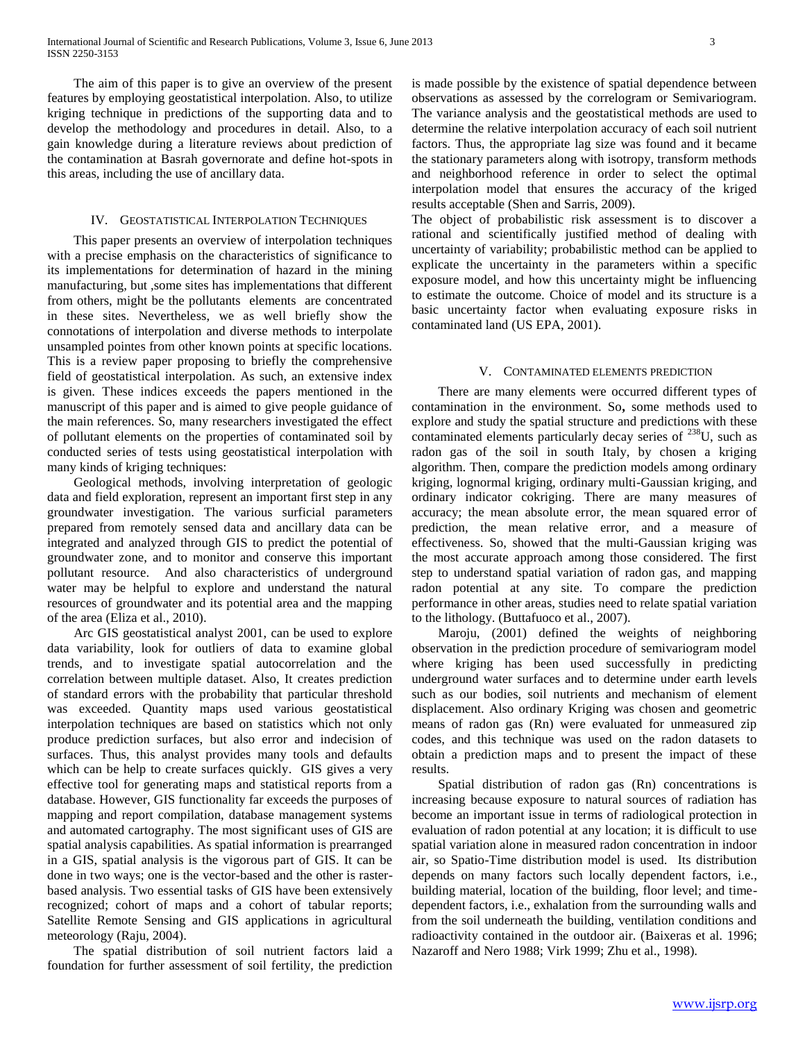The aim of this paper is to give an overview of the present features by employing geostatistical interpolation. Also, to utilize kriging technique in predictions of the supporting data and to develop the methodology and procedures in detail. Also, to a gain knowledge during a literature reviews about prediction of the contamination at Basrah governorate and define hot-spots in this areas, including the use of ancillary data.

## IV. Geostatistical Interpolation Techniques

This paper presents an overview of interpolation techniques with a precise emphasis on the characteristics of significance to its implementations for determination of hazard in the mining manufacturing, but ,some sites has implementations that different from others, might be the pollutants elements are concentrated in these sites. Nevertheless, we as well briefly show the connotations of interpolation and diverse methods to interpolate unsampled pointes from other known points at specific locations. This is a review paper proposing to briefly the comprehensive field of geostatistical interpolation. As such, an extensive index is given. These indices exceeds the papers mentioned in the manuscript of this paper and is aimed to give people guidance of the main references. So, many researchers investigated the effect of pollutant elements on the properties of contaminated soil by conducted series of tests using geostatistical interpolation with many kinds of kriging techniques:

Geological methods, involving interpretation of geologic data and field exploration, represent an important first step in any groundwater investigation. The various surficial parameters prepared from remotely sensed data and ancillary data can be integrated and analyzed through GIS to predict the potential of groundwater zone, and to monitor and conserve this important pollutant resource. And also characteristics of underground water may be helpful to explore and understand the natural resources of groundwater and its potential area and the mapping of the area (Eliza et al., 2010).

Arc GIS geostatistical analyst 2001, can be used to explore data variability, look for outliers of data to examine global trends, and to investigate spatial autocorrelation and the correlation between multiple dataset. Also, It creates prediction of standard errors with the probability that particular threshold was exceeded. Quantity maps used various geostatistical interpolation techniques are based on statistics which not only produce prediction surfaces, but also error and indecision of surfaces. Thus, this analyst provides many tools and defaults which can be help to create surfaces quickly. GIS gives a very effective tool for generating maps and statistical reports from a database. However, GIS functionality far exceeds the purposes of mapping and report compilation, database management systems and automated cartography. The most significant uses of GIS are spatial analysis capabilities. As spatial information is prearranged in a GIS, spatial analysis is the vigorous part of GIS. It can be done in two ways; one is the vector-based and the other is raster-based analysis. Two essential tasks of GIS have been extensively recognized; cohort of maps and a cohort of tabular reports; Satellite Remote Sensing and GIS applications in agricultural meteorology (Raju, 2004).

The spatial distribution of soil nutrient factors laid a foundation for further assessment of soil fertility, the prediction is made possible by the existence of spatial dependence between observations as assessed by the correlogram or Semivariogram. The variance analysis and the geostatistical methods are used to determine the relative interpolation accuracy of each soil nutrient factors. Thus, the appropriate lag size was found and it became the stationary parameters along with isotropy, transform methods and neighborhood reference in order to select the optimal interpolation model that ensures the accuracy of the kriged results acceptable (Shen and Sarris, 2009).

The object of probabilistic risk assessment is to discover a rational and scientifically justified method of dealing with uncertainty of variability; probabilistic method can be applied to explicate the uncertainty in the parameters within a specific exposure model, and how this uncertainty might be influencing to estimate the outcome. Choice of model and its structure is a basic uncertainty factor when evaluating exposure risks in contaminated land (US EPA, 2001).

## V. Contaminated Elements Prediction

There are many elements were occurred different types of contamination in the environment. So**,** some methods used to explore and study the spatial structure and predictions with these contaminated elements particularly decay series of $^{238}$U, such as radon gas of the soil in south Italy, by chosen a kriging algorithm. Then, compare the prediction models among ordinary kriging, lognormal kriging, ordinary multi-Gaussian kriging, and ordinary indicator cokriging. There are many measures of accuracy; the mean absolute error, the mean squared error of prediction, the mean relative error, and a measure of effectiveness. So, showed that the multi-Gaussian kriging was the most accurate approach among those considered. The first step to understand spatial variation of radon gas, and mapping radon potential at any site. To compare the prediction performance in other areas, studies need to relate spatial variation to the lithology. (Buttafuoco et al., 2007).

Maroju, (2001) defined the weights of neighboring observation in the prediction procedure of semivariogram model where kriging has been used successfully in predicting underground water surfaces and to determine under earth levels such as our bodies, soil nutrients and mechanism of element displacement. Also ordinary Kriging was chosen and geometric means of radon gas (Rn) were evaluated for unmeasured zip codes, and this technique was used on the radon datasets to obtain a prediction maps and to present the impact of these results.

Spatial distribution of radon gas (Rn) concentrations is increasing because exposure to natural sources of radiation has become an important issue in terms of radiological protection in evaluation of radon potential at any location; it is difficult to use spatial variation alone in measured radon concentration in indoor air, so Spatio-Time distribution model is used. Its distribution depends on many factors such locally dependent factors, i.e., building material, location of the building, floor level; and time-dependent factors, i.e., exhalation from the surrounding walls and from the soil underneath the building, ventilation conditions and radioactivity contained in the outdoor air. (Baixeras et al. 1996; Nazaroff and Nero 1988; Virk 1999; Zhu et al., 1998).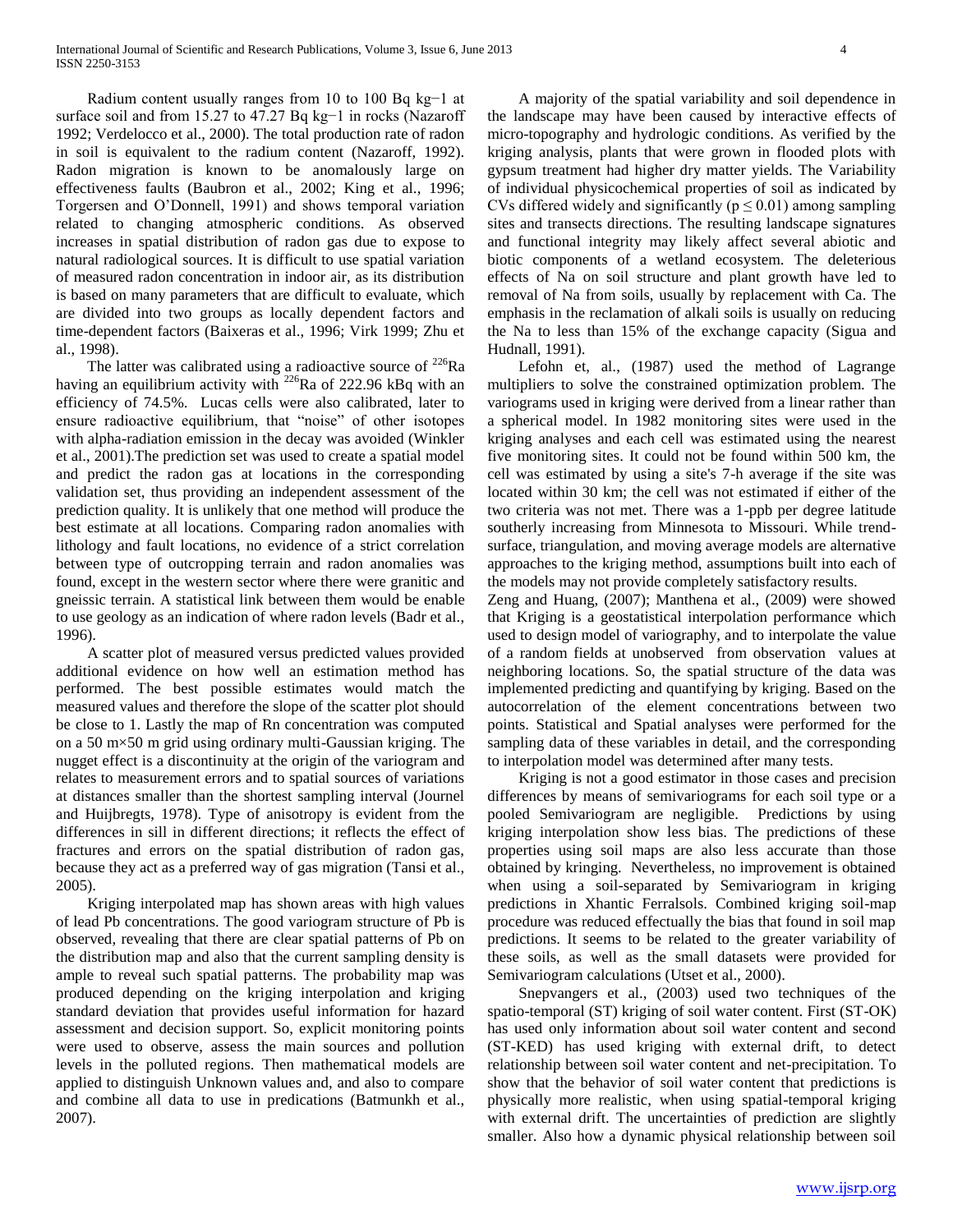Radium content usually ranges from 10 to 100 Bq kg−1 at surface soil and from 15.27 to 47.27 Bq kg−1 in rocks (Nazaroff 1992; Verdelocco et al., 2000). The total production rate of radon in soil is equivalent to the radium content (Nazaroff, 1992). Radon migration is known to be anomalously large on effectiveness faults (Baubron et al., 2002; King et al., 1996; Torgersen and O'Donnell, 1991) and shows temporal variation related to changing atmospheric conditions. As observed increases in spatial distribution of radon gas due to expose to natural radiological sources. It is difficult to use spatial variation of measured radon concentration in indoor air, as its distribution is based on many parameters that are difficult to evaluate, which are divided into two groups as locally dependent factors and time-dependent factors (Baixeras et al., 1996; Virk 1999; Zhu et al., 1998).

The latter was calibrated using a radioactive source of $^{226}$Ra having an equilibrium activity with $^{226}$Ra of 222.96 kBq with an efficiency of 74.5%. Lucas cells were also calibrated, later to ensure radioactive equilibrium, that "noise" of other isotopes with alpha-radiation emission in the decay was avoided (Winkler et al., 2001).The prediction set was used to create a spatial model and predict the radon gas at locations in the corresponding validation set, thus providing an independent assessment of the prediction quality. It is unlikely that one method will produce the best estimate at all locations. Comparing radon anomalies with lithology and fault locations, no evidence of a strict correlation between type of outcropping terrain and radon anomalies was found, except in the western sector where there were granitic and gneissic terrain. A statistical link between them would be enable to use geology as an indication of where radon levels (Badr et al., 1996).

A scatter plot of measured versus predicted values provided additional evidence on how well an estimation method has performed. The best possible estimates would match the measured values and therefore the slope of the scatter plot should be close to 1. Lastly the map of Rn concentration was computed on a 50 m×50 m grid using ordinary multi-Gaussian kriging. The nugget effect is a discontinuity at the origin of the variogram and relates to measurement errors and to spatial sources of variations at distances smaller than the shortest sampling interval (Journel and Huijbregts, 1978). Type of anisotropy is evident from the differences in sill in different directions; it reflects the effect of fractures and errors on the spatial distribution of radon gas, because they act as a preferred way of gas migration (Tansi et al., 2005).

Kriging interpolated map has shown areas with high values of lead Pb concentrations. The good variogram structure of Pb is observed, revealing that there are clear spatial patterns of Pb on the distribution map and also that the current sampling density is ample to reveal such spatial patterns. The probability map was produced depending on the kriging interpolation and kriging standard deviation that provides useful information for hazard assessment and decision support. So, explicit monitoring points were used to observe, assess the main sources and pollution levels in the polluted regions. Then mathematical models are applied to distinguish Unknown values and, and also to compare and combine all data to use in predications (Batmunkh et al., 2007).

A majority of the spatial variability and soil dependence in the landscape may have been caused by interactive effects of micro-topography and hydrologic conditions. As verified by the kriging analysis, plants that were grown in flooded plots with gypsum treatment had higher dry matter yields. The Variability of individual physicochemical properties of soil as indicated by CVs differed widely and significantly ($p \leq 0.01$) among sampling sites and transects directions. The resulting landscape signatures and functional integrity may likely affect several abiotic and biotic components of a wetland ecosystem. The deleterious effects of Na on soil structure and plant growth have led to removal of Na from soils, usually by replacement with Ca. The emphasis in the reclamation of alkali soils is usually on reducing the Na to less than 15% of the exchange capacity (Sigua and Hudnall, 1991).

Lefohn, et, al., (1987) used the method of Lagrange multipliers to solve the constrained optimization problem. The variograms used in kriging were derived from a linear rather than a spherical model. In 1982 monitoring sites were used in the kriging analyses and each cell was estimated using the nearest five monitoring sites. It could not be found within 500 km, the cell was estimated by using a site's 7-h average if the site was located within 30 km; the cell was not estimated if either of the two criteria was not met. There was a 1-ppb per degree latitude southerly increasing from Minnesota to Missouri. While trend-surface, triangulation, and moving average models are alternative approaches to the kriging method, assumptions built into each of the models may not provide completely satisfactory results.

Zeng and Huang, (2007); Manthena et al., (2009) were showed that Kriging is a geostatistical interpolation performance which used to design model of variography, and to interpolate the value of a random fields at unobserved from observation values at neighboring locations. So, the spatial structure of the data was implemented predicting and quantifying by kriging. Based on the autocorrelation of the element concentrations between two points. Statistical and Spatial analyses were performed for the sampling data of these variables in detail, and the corresponding to interpolation model was determined after many tests.

Kriging is not a good estimator in those cases and precision differences by means of semivariograms for each soil type or a pooled Semivariogram are negligible. Predictions by using kriging interpolation show less bias. The predictions of these properties using soil maps are also less accurate than those obtained by kringing. Nevertheless, no improvement is obtained when using a soil-separated by Semivariogram in kriging predictions in Xhantic Ferralsols. Combined kriging soil-map procedure was reduced effectually the bias that found in soil map predictions. It seems to be related to the greater variability of these soils, as well as the small datasets were provided for Semivariogram calculations (Utset et al., 2000).

Snepvangers et al., (2003) used two techniques of the spatio-temporal (ST) kriging of soil water content. First (ST-OK) has used only information about soil water content and second (ST-KED) has used kriging with external drift, to detect relationship between soil water content and net-precipitation. To show that the behavior of soil water content that predictions is physically more realistic, when using spatial-temporal kriging with external drift. The uncertainties of prediction are slightly smaller. Also how a dynamic physical relationship between soil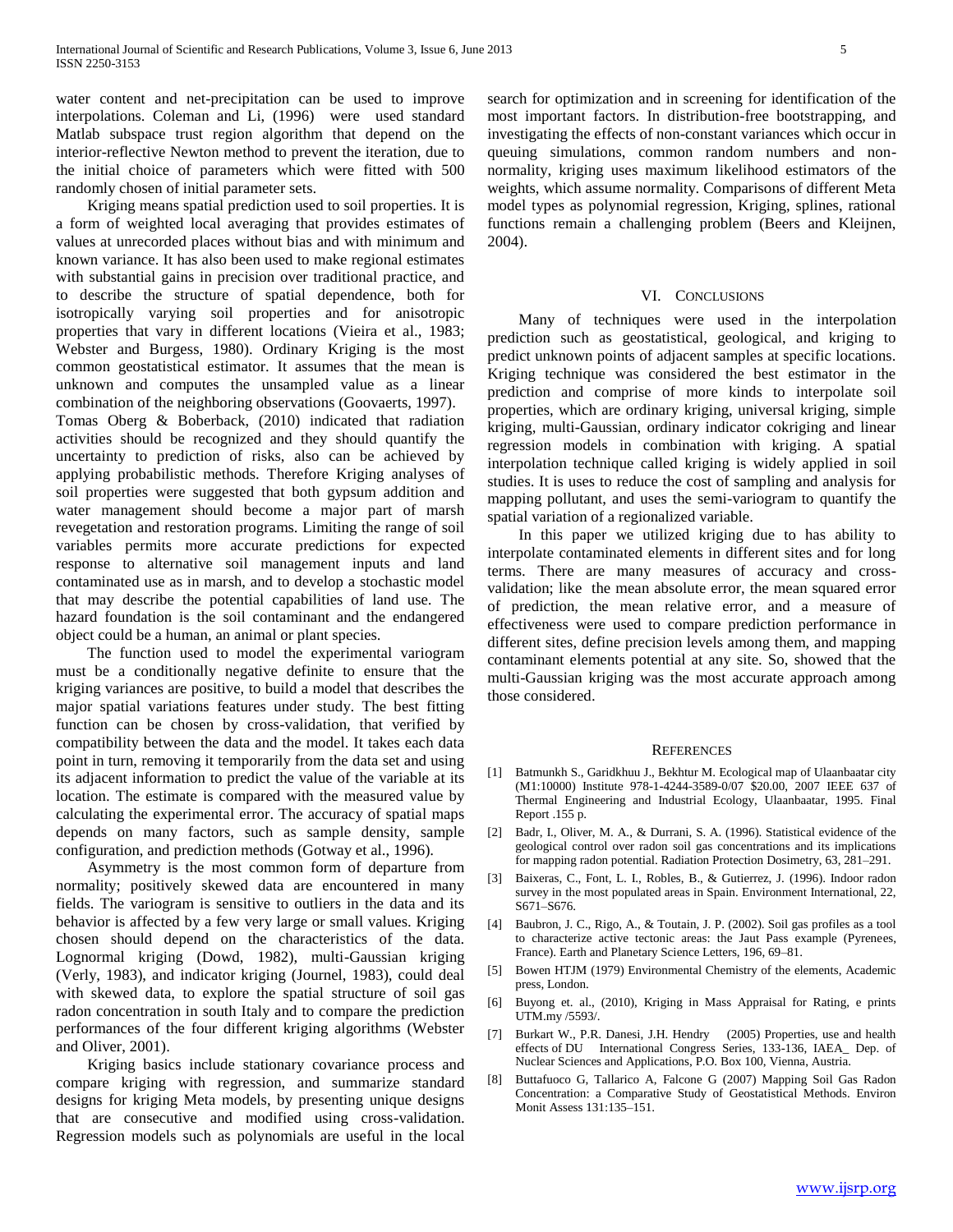water content and net-precipitation can be used to improve interpolations. Coleman and Li, (1996) were used standard Matlab subspace trust region algorithm that depend on the interior-reflective Newton method to prevent the iteration, due to the initial choice of parameters which were fitted with 500 randomly chosen of initial parameter sets.

Kriging means spatial prediction used to soil properties. It is a form of weighted local averaging that provides estimates of values at unrecorded places without bias and with minimum and known variance. It has also been used to make regional estimates with substantial gains in precision over traditional practice, and to describe the structure of spatial dependence, both for isotropically varying soil properties and for anisotropic properties that vary in different locations (Vieira et al., 1983; Webster and Burgess, 1980). Ordinary Kriging is the most common geostatistical estimator. It assumes that the mean is unknown and computes the unsampled value as a linear combination of the neighboring observations (Goovaerts, 1997).

Tomas Oberg & Boberback, (2010) indicated that radiation activities should be recognized and they should quantify the uncertainty to prediction of risks, also can be achieved by applying probabilistic methods. Therefore Kriging analyses of soil properties were suggested that both gypsum addition and water management should become a major part of marsh revegetation and restoration programs. Limiting the range of soil variables permits more accurate predictions for expected response to alternative soil management inputs and land contaminated use as in marsh, and to develop a stochastic model that may describe the potential capabilities of land use. The hazard foundation is the soil contaminant and the endangered object could be a human, an animal or plant species.

The function used to model the experimental variogram must be a conditionally negative definite to ensure that the kriging variances are positive, to build a model that describes the major spatial variations features under study. The best fitting function can be chosen by cross-validation, that verified by compatibility between the data and the model. It takes each data point in turn, removing it temporarily from the data set and using its adjacent information to predict the value of the variable at its location. The estimate is compared with the measured value by calculating the experimental error. The accuracy of spatial maps depends on many factors, such as sample density, sample configuration, and prediction methods (Gotway et al., 1996).

Asymmetry is the most common form of departure from normality; positively skewed data are encountered in many fields. The variogram is sensitive to outliers in the data and its behavior is affected by a few very large or small values. Kriging chosen should depend on the characteristics of the data. Lognormal kriging (Dowd, 1982), multi-Gaussian kriging (Verly, 1983), and indicator kriging (Journel, 1983), could deal with skewed data, to explore the spatial structure of soil gas radon concentration in south Italy and to compare the prediction performances of the four different kriging algorithms (Webster and Oliver, 2001).

Kriging basics include stationary covariance process and compare kriging with regression, and summarize standard designs for kriging Meta models, by presenting unique designs that are consecutive and modified using cross-validation. Regression models such as polynomials are useful in the local search for optimization and in screening for identification of the most important factors. In distribution-free bootstrapping, and investigating the effects of non-constant variances which occur in queuing simulations, common random numbers and non-normality, kriging uses maximum likelihood estimators of the weights, which assume normality. Comparisons of different Meta model types as polynomial regression, Kriging, splines, rational functions remain a challenging problem (Beers and Kleijnen, 2004).

## VI. Conclusions

Many of techniques were used in the interpolation prediction such as geostatistical, geological, and kriging to predict unknown points of adjacent samples at specific locations. Kriging technique was considered the best estimator in the prediction and comprise of more kinds to interpolate soil properties, which are ordinary kriging, universal kriging, simple kriging, multi-Gaussian, ordinary indicator cokriging and linear regression models in combination with kriging. A spatial interpolation technique called kriging is widely applied in soil studies. It is uses to reduce the cost of sampling and analysis for mapping pollutant, and uses the semi-variogram to quantify the spatial variation of a regionalized variable.

In this paper we utilized kriging due to has ability to interpolate contaminated elements in different sites and for long terms. There are many measures of accuracy and cross-validation; like the mean absolute error, the mean squared error of prediction, the mean relative error, and a measure of effectiveness were used to compare prediction performance in different sites, define precision levels among them, and mapping contaminant elements potential at any site. So, showed that the multi-Gaussian kriging was the most accurate approach among those considered.

## References

[1] Batmunkh S., Garidkhuu J., Bekhtur M. Ecological map of Ulaanbaatar city (M1:10000) Institute 978-1-4244-3589-0/07 $20.00, 2007 IEEE 637 of Thermal Engineering and Industrial Ecology, Ulaanbaatar, 1995. Final Report .155 p.

[2] Badr, I., Oliver, M. A., & Durrani, S. A. (1996). Statistical evidence of the geological control over radon soil gas concentrations and its implications for mapping radon potential. Radiation Protection Dosimetry, 63, 281–291.

[3] Baixeras, C., Font, L. I., Robles, B., & Gutierrez, J. (1996). Indoor radon survey in the most populated areas in Spain. Environment International, 22, S671–S676.

[4] Baubron, J. C., Rigo, A., & Toutain, J. P. (2002). Soil gas profiles as a tool to characterize active tectonic areas: the Jaut Pass example (Pyrenees, France). Earth and Planetary Science Letters, 196, 69–81.

[5] Bowen HTJM (1979) Environmental Chemistry of the elements, Academic press, London.

[6] Buyong et. al., (2010), Kriging in Mass Appraisal for Rating, e prints UTM.my /5593/.

[7] Burkart W., P.R. Danesi, J.H. Hendry (2005) Properties, use and health effects of DU International Congress Series, 133-136, IAEA_ Dep. of Nuclear Sciences and Applications, P.O. Box 100, Vienna, Austria.

[8] Buttafuoco G, Tallarico A, Falcone G (2007) Mapping Soil Gas Radon Concentration: a Comparative Study of Geostatistical Methods. Environ Monit Assess 131:135–151.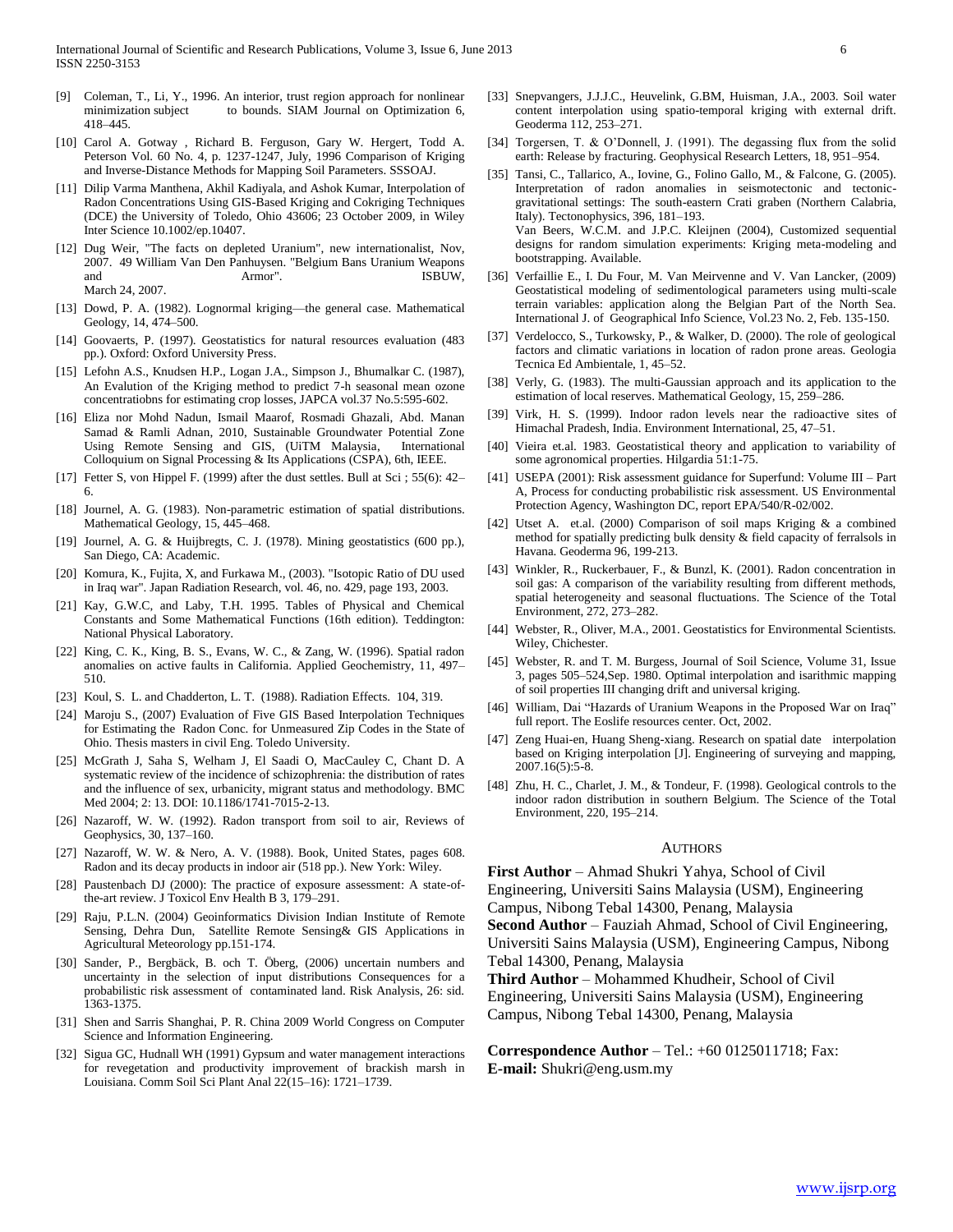[9] Coleman, T., Li, Y., 1996. An interior, trust region approach for nonlinear minimization subject to bounds. SIAM Journal on Optimization 6, 418–445.

[10] Carol A. Gotway , Richard B. Ferguson, Gary W. Hergert, Todd A. Peterson Vol. 60 No. 4, p. 1237-1247, July, 1996 Comparison of Kriging and Inverse-Distance Methods for Mapping Soil Parameters. SSSOAJ.

[11] Dilip Varma Manthena, Akhil Kadiyala, and Ashok Kumar, Interpolation of Radon Concentrations Using GIS-Based Kriging and Cokriging Techniques (DCE) the University of Toledo, Ohio 43606; 23 October 2009, in Wiley Inter Science 10.1002/ep.10407.

[12] Dug Weir, "The facts on depleted Uranium", new internationalist, Nov, 2007. 49 William Van Den Panhuysen. "Belgium Bans Uranium Weapons and Armor". ISBUW, March 24, 2007.

[13] Dowd, P. A. (1982). Lognormal kriging—the general case. Mathematical Geology, 14, 474–500.

[14] Goovaerts, P. (1997). Geostatistics for natural resources evaluation (483 pp.). Oxford: Oxford University Press.

[15] Lefohn A.S., Knudsen H.P., Logan J.A., Simpson J., Bhumalkar C. (1987), An Evalution of the Kriging method to predict 7-h seasonal mean ozone concentratiobns for estimating crop losses, JAPCA vol.37 No.5:595-602.

[16] Eliza nor Mohd Nadun, Ismail Maarof, Rosmadi Ghazali, Abd. Manan Samad & Ramli Adnan, 2010, Sustainable Groundwater Potential Zone Using Remote Sensing and GIS, (UiTM Malaysia, International Colloquium on Signal Processing & Its Applications (CSPA), 6th, IEEE.

[17] Fetter S, von Hippel F. (1999) after the dust settles. Bull at Sci ; 55(6): 42–6.

[18] Journel, A. G. (1983). Non-parametric estimation of spatial distributions. Mathematical Geology, 15, 445–468.

[19] Journel, A. G. & Huijbregts, C. J. (1978). Mining geostatistics (600 pp.), San Diego, CA: Academic.

[20] Komura, K., Fujita, X, and Furkawa M., (2003). "Isotopic Ratio of DU used in Iraq war". Japan Radiation Research, vol. 46, no. 429, page 193, 2003.

[21] Kay, G.W.C, and Laby, T.H. 1995. Tables of Physical and Chemical Constants and Some Mathematical Functions (16th edition). Teddington: National Physical Laboratory.

[22] King, C. K., King, B. S., Evans, W. C., & Zang, W. (1996). Spatial radon anomalies on active faults in California. Applied Geochemistry, 11, 497–510.

[23] Koul, S. L. and Chadderton, L. T. (1988). Radiation Effects. 104, 319.

[24] Maroju S., (2007) Evaluation of Five GIS Based Interpolation Techniques for Estimating the Radon Conc. for Unmeasured Zip Codes in the State of Ohio. Thesis masters in civil Eng. Toledo University.

[25] McGrath J, Saha S, Welham J, El Saadi O, MacCauley C, Chant D. A systematic review of the incidence of schizophrenia: the distribution of rates and the influence of sex, urbanicity, migrant status and methodology. BMC Med 2004; 2: 13. DOI: 10.1186/1741-7015-2-13.

[26] Nazaroff, W. W. (1992). Radon transport from soil to air, Reviews of Geophysics, 30, 137–160.

[27] Nazaroff, W. W. & Nero, A. V. (1988). Book, United States, pages 608. Radon and its decay products in indoor air (518 pp.). New York: Wiley.

[28] Paustenbach DJ (2000): The practice of exposure assessment: A state-of-the-art review. J Toxicol Env Health B 3, 179–291.

[29] Raju, P.L.N. (2004) Geoinformatics Division Indian Institute of Remote Sensing, Dehra Dun, Satellite Remote Sensing& GIS Applications in Agricultural Meteorology pp.151-174.

[30] Sander, P., Bergbäck, B. och T. Öberg, (2006) uncertain numbers and uncertainty in the selection of input distributions Consequences for a probabilistic risk assessment of contaminated land. Risk Analysis, 26: sid. 1363-1375.

[31] Shen and Sarris Shanghai, P. R. China 2009 World Congress on Computer Science and Information Engineering.

[32] Sigua GC, Hudnall WH (1991) Gypsum and water management interactions for revegetation and productivity improvement of brackish marsh in Louisiana. Comm Soil Sci Plant Anal 22(15–16): 1721–1739.

[33] Snepvangers, J.J.J.C., Heuvelink, G.BM, Huisman, J.A., 2003. Soil water content interpolation using spatio-temporal kriging with external drift. Geoderma 112, 253–271.

[34] Torgersen, T. & O'Donnell, J. (1991). The degassing flux from the solid earth: Release by fracturing. Geophysical Research Letters, 18, 951–954.

[35] Tansi, C., Tallarico, A., Iovine, G., Folino Gallo, M., & Falcone, G. (2005). Interpretation of radon anomalies in seismotectonic and tectonic-gravitational settings: The south-eastern Crati graben (Northern Calabria, Italy). Tectonophysics, 396, 181–193.
Van Beers, W.C.M. and J.P.C. Kleijnen (2004), Customized sequential designs for random simulation experiments: Kriging meta-modeling and bootstrapping. Available.

[36] Verfaillie E., I. Du Four, M. Van Meirvenne and V. Van Lancker, (2009) Geostatistical modeling of sedimentological parameters using multi-scale terrain variables: application along the Belgian Part of the North Sea. International J. of Geographical Info Science, Vol.23 No. 2, Feb. 135-150.

[37] Verdelocco, S., Turkowsky, P., & Walker, D. (2000). The role of geological factors and climatic variations in location of radon prone areas. Geologia Tecnica Ed Ambientale, 1, 45–52.

[38] Verly, G. (1983). The multi-Gaussian approach and its application to the estimation of local reserves. Mathematical Geology, 15, 259–286.

[39] Virk, H. S. (1999). Indoor radon levels near the radioactive sites of Himachal Pradesh, India. Environment International, 25, 47–51.

[40] Vieira et.al. 1983. Geostatistical theory and application to variability of some agronomical properties. Hilgardia 51:1-75.

[41] USEPA (2001): Risk assessment guidance for Superfund: Volume III – Part A, Process for conducting probabilistic risk assessment. US Environmental Protection Agency, Washington DC, report EPA/540/R-02/002.

[42] Utset A. et.al. (2000) Comparison of soil maps Kriging & a combined method for spatially predicting bulk density & field capacity of ferralsols in Havana. Geoderma 96, 199-213.

[43] Winkler, R., Ruckerbauer, F., & Bunzl, K. (2001). Radon concentration in soil gas: A comparison of the variability resulting from different methods, spatial heterogeneity and seasonal fluctuations. The Science of the Total Environment, 272, 273–282.

[44] Webster, R., Oliver, M.A., 2001. Geostatistics for Environmental Scientists. Wiley, Chichester.

[45] Webster, R. and T. M. Burgess, Journal of Soil Science, Volume 31, Issue 3, pages 505–524,Sep. 1980. Optimal interpolation and isarithmic mapping of soil properties III changing drift and universal kriging.

[46] William, Dai "Hazards of Uranium Weapons in the Proposed War on Iraq" full report. The Eoslife resources center. Oct, 2002.

[47] Zeng Huai-en, Huang Sheng-xiang. Research on spatial date interpolation based on Kriging interpolation [J]. Engineering of surveying and mapping, 2007.16(5):5-8.

[48] Zhu, H. C., Charlet, J. M., & Tondeur, F. (1998). Geological controls to the indoor radon distribution in southern Belgium. The Science of the Total Environment, 220, 195–214.

## AUTHORS

**First Author** – Ahmad Shukri Yahya, School of Civil Engineering, Universiti Sains Malaysia (USM), Engineering Campus, Nibong Tebal 14300, Penang, Malaysia

**Second Author** – Fauziah Ahmad, School of Civil Engineering, Universiti Sains Malaysia (USM), Engineering Campus, Nibong Tebal 14300, Penang, Malaysia

**Third Author** – Mohammed Khudheir, School of Civil Engineering, Universiti Sains Malaysia (USM), Engineering Campus, Nibong Tebal 14300, Penang, Malaysia

**Correspondence Author** – Tel.: +60 0125011718; Fax:
**E-mail:** Shukri@eng.usm.my